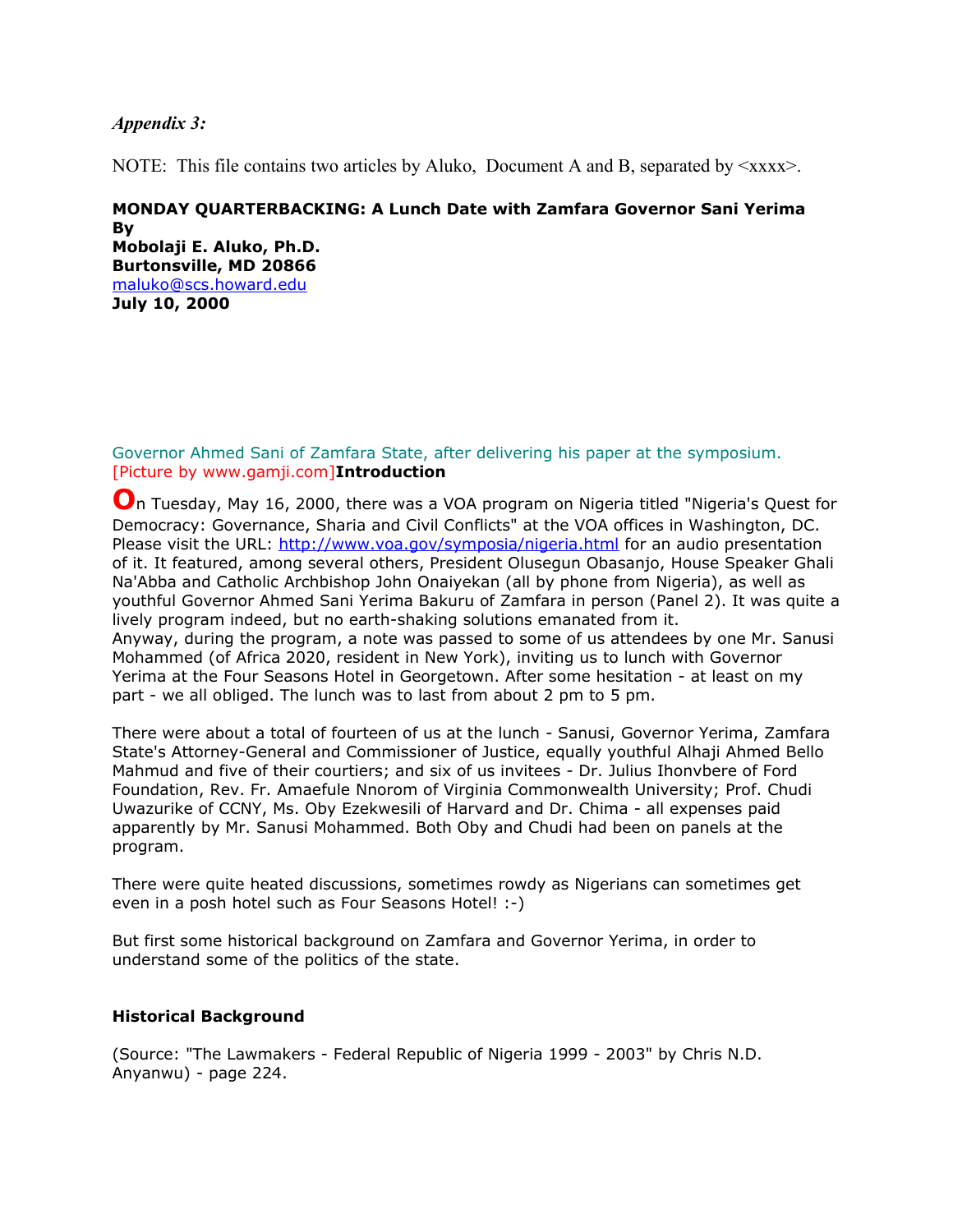*Appendix 3:*

NOTE: This file contains two articles by Aluko, Document A and B, separated by <xxxx>.

**MONDAY QUARTERBACKING: A Lunch Date with Zamfara Governor Sani Yerima**
**By**
**Mobolaji E. Aluko, Ph.D.**
**Burtonsville, MD 20866**
maluko@scs.howard.edu
**July 10, 2000**

Governor Ahmed Sani of Zamfara State, after delivering his paper at the symposium.
[Picture by www.gamji.com]

**Introduction**

On Tuesday, May 16, 2000, there was a VOA program on Nigeria titled "Nigeria's Quest for Democracy: Governance, Sharia and Civil Conflicts" at the VOA offices in Washington, DC. Please visit the URL: http://www.voa.gov/symposia/nigeria.html for an audio presentation of it. It featured, among several others, President Olusegun Obasanjo, House Speaker Ghali Na'Abba and Catholic Archbishop John Onaiyekan (all by phone from Nigeria), as well as youthful Governor Ahmed Sani Yerima Bakuru of Zamfara in person (Panel 2). It was quite a lively program indeed, but no earth-shaking solutions emanated from it.
Anyway, during the program, a note was passed to some of us attendees by one Mr. Sanusi Mohammed (of Africa 2020, resident in New York), inviting us to lunch with Governor Yerima at the Four Seasons Hotel in Georgetown. After some hesitation - at least on my part - we all obliged. The lunch was to last from about 2 pm to 5 pm.

There were about a total of fourteen of us at the lunch - Sanusi, Governor Yerima, Zamfara State's Attorney-General and Commissioner of Justice, equally youthful Alhaji Ahmed Bello Mahmud and five of their courtiers; and six of us invitees - Dr. Julius Ihonvbere of Ford Foundation, Rev. Fr. Amaefule Nnorom of Virginia Commonwealth University; Prof. Chudi Uwazurike of CCNY, Ms. Oby Ezekwesili of Harvard and Dr. Chima - all expenses paid apparently by Mr. Sanusi Mohammed. Both Oby and Chudi had been on panels at the program.

There were quite heated discussions, sometimes rowdy as Nigerians can sometimes get even in a posh hotel such as Four Seasons Hotel! :-)

But first some historical background on Zamfara and Governor Yerima, in order to understand some of the politics of the state.

**Historical Background**

(Source: "The Lawmakers - Federal Republic of Nigeria 1999 - 2003" by Chris N.D. Anyanwu) - page 224.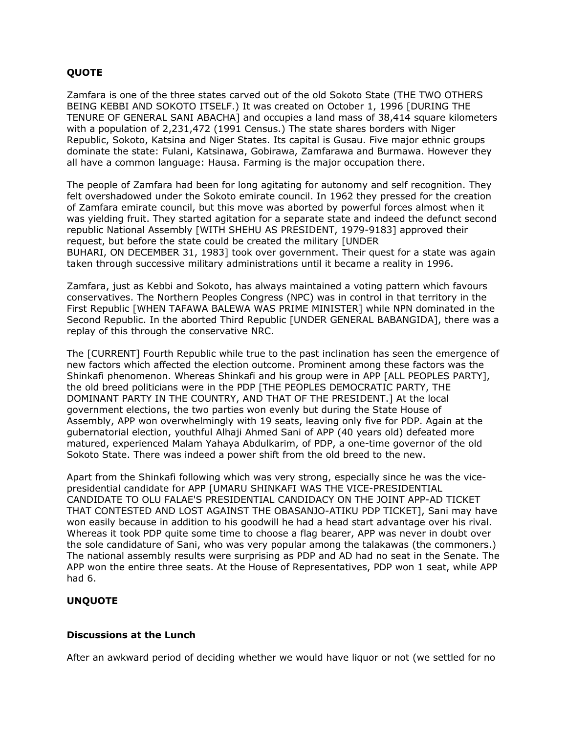**QUOTE**

Zamfara is one of the three states carved out of the old Sokoto State (THE TWO OTHERS BEING KEBBI AND SOKOTO ITSELF.) It was created on October 1, 1996 [DURING THE TENURE OF GENERAL SANI ABACHA] and occupies a land mass of 38,414 square kilometers with a population of 2,231,472 (1991 Census.) The state shares borders with Niger Republic, Sokoto, Katsina and Niger States. Its capital is Gusau. Five major ethnic groups dominate the state: Fulani, Katsinawa, Gobirawa, Zamfarawa and Burmawa. However they all have a common language: Hausa. Farming is the major occupation there.

The people of Zamfara had been for long agitating for autonomy and self recognition. They felt overshadowed under the Sokoto emirate council. In 1962 they pressed for the creation of Zamfara emirate council, but this move was aborted by powerful forces almost when it was yielding fruit. They started agitation for a separate state and indeed the defunct second republic National Assembly [WITH SHEHU AS PRESIDENT, 1979-9183] approved their request, but before the state could be created the military [UNDER BUHARI, ON DECEMBER 31, 1983] took over government. Their quest for a state was again taken through successive military administrations until it became a reality in 1996.

Zamfara, just as Kebbi and Sokoto, has always maintained a voting pattern which favours conservatives. The Northern Peoples Congress (NPC) was in control in that territory in the First Republic [WHEN TAFAWA BALEWA WAS PRIME MINISTER] while NPN dominated in the Second Republic. In the aborted Third Republic [UNDER GENERAL BABANGIDA], there was a replay of this through the conservative NRC.

The [CURRENT] Fourth Republic while true to the past inclination has seen the emergence of new factors which affected the election outcome. Prominent among these factors was the Shinkafi phenomenon. Whereas Shinkafi and his group were in APP [ALL PEOPLES PARTY], the old breed politicians were in the PDP [THE PEOPLES DEMOCRATIC PARTY, THE DOMINANT PARTY IN THE COUNTRY, AND THAT OF THE PRESIDENT.] At the local government elections, the two parties won evenly but during the State House of Assembly, APP won overwhelmingly with 19 seats, leaving only five for PDP. Again at the gubernatorial election, youthful Alhaji Ahmed Sani of APP (40 years old) defeated more matured, experienced Malam Yahaya Abdulkarim, of PDP, a one-time governor of the old Sokoto State. There was indeed a power shift from the old breed to the new.

Apart from the Shinkafi following which was very strong, especially since he was the vice-presidential candidate for APP [UMARU SHINKAFI WAS THE VICE-PRESIDENTIAL CANDIDATE TO OLU FALAE'S PRESIDENTIAL CANDIDACY ON THE JOINT APP-AD TICKET THAT CONTESTED AND LOST AGAINST THE OBASANJO-ATIKU PDP TICKET], Sani may have won easily because in addition to his goodwill he had a head start advantage over his rival. Whereas it took PDP quite some time to choose a flag bearer, APP was never in doubt over the sole candidature of Sani, who was very popular among the talakawas (the commoners.) The national assembly results were surprising as PDP and AD had no seat in the Senate. The APP won the entire three seats. At the House of Representatives, PDP won 1 seat, while APP had 6.

**UNQUOTE**

**Discussions at the Lunch**

After an awkward period of deciding whether we would have liquor or not (we settled for no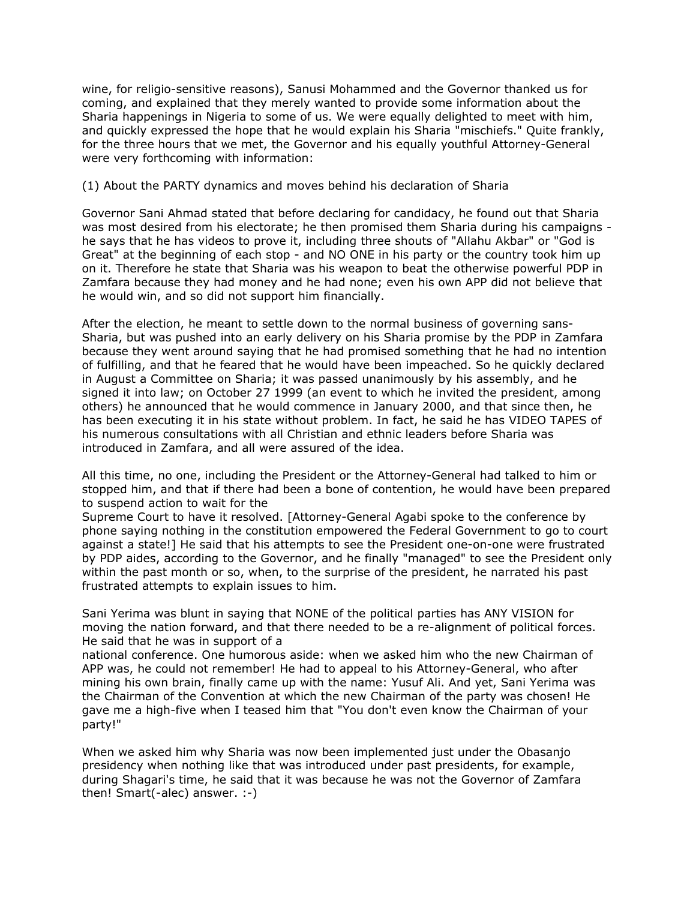wine, for religio-sensitive reasons), Sanusi Mohammed and the Governor thanked us for coming, and explained that they merely wanted to provide some information about the Sharia happenings in Nigeria to some of us. We were equally delighted to meet with him, and quickly expressed the hope that he would explain his Sharia "mischiefs." Quite frankly, for the three hours that we met, the Governor and his equally youthful Attorney-General were very forthcoming with information:

(1) About the PARTY dynamics and moves behind his declaration of Sharia

Governor Sani Ahmad stated that before declaring for candidacy, he found out that Sharia was most desired from his electorate; he then promised them Sharia during his campaigns - he says that he has videos to prove it, including three shouts of "Allahu Akbar" or "God is Great" at the beginning of each stop - and NO ONE in his party or the country took him up on it. Therefore he state that Sharia was his weapon to beat the otherwise powerful PDP in Zamfara because they had money and he had none; even his own APP did not believe that he would win, and so did not support him financially.

After the election, he meant to settle down to the normal business of governing sans-Sharia, but was pushed into an early delivery on his Sharia promise by the PDP in Zamfara because they went around saying that he had promised something that he had no intention of fulfilling, and that he feared that he would have been impeached. So he quickly declared in August a Committee on Sharia; it was passed unanimously by his assembly, and he signed it into law; on October 27 1999 (an event to which he invited the president, among others) he announced that he would commence in January 2000, and that since then, he has been executing it in his state without problem. In fact, he said he has VIDEO TAPES of his numerous consultations with all Christian and ethnic leaders before Sharia was introduced in Zamfara, and all were assured of the idea.

All this time, no one, including the President or the Attorney-General had talked to him or stopped him, and that if there had been a bone of contention, he would have been prepared to suspend action to wait for the
Supreme Court to have it resolved. [Attorney-General Agabi spoke to the conference by phone saying nothing in the constitution empowered the Federal Government to go to court against a state!] He said that his attempts to see the President one-on-one were frustrated by PDP aides, according to the Governor, and he finally "managed" to see the President only within the past month or so, when, to the surprise of the president, he narrated his past frustrated attempts to explain issues to him.

Sani Yerima was blunt in saying that NONE of the political parties has ANY VISION for moving the nation forward, and that there needed to be a re-alignment of political forces. He said that he was in support of a
national conference. One humorous aside: when we asked him who the new Chairman of APP was, he could not remember! He had to appeal to his Attorney-General, who after mining his own brain, finally came up with the name: Yusuf Ali. And yet, Sani Yerima was the Chairman of the Convention at which the new Chairman of the party was chosen! He gave me a high-five when I teased him that "You don't even know the Chairman of your party!"

When we asked him why Sharia was now been implemented just under the Obasanjo presidency when nothing like that was introduced under past presidents, for example, during Shagari's time, he said that it was because he was not the Governor of Zamfara then! Smart(-alec) answer. :-)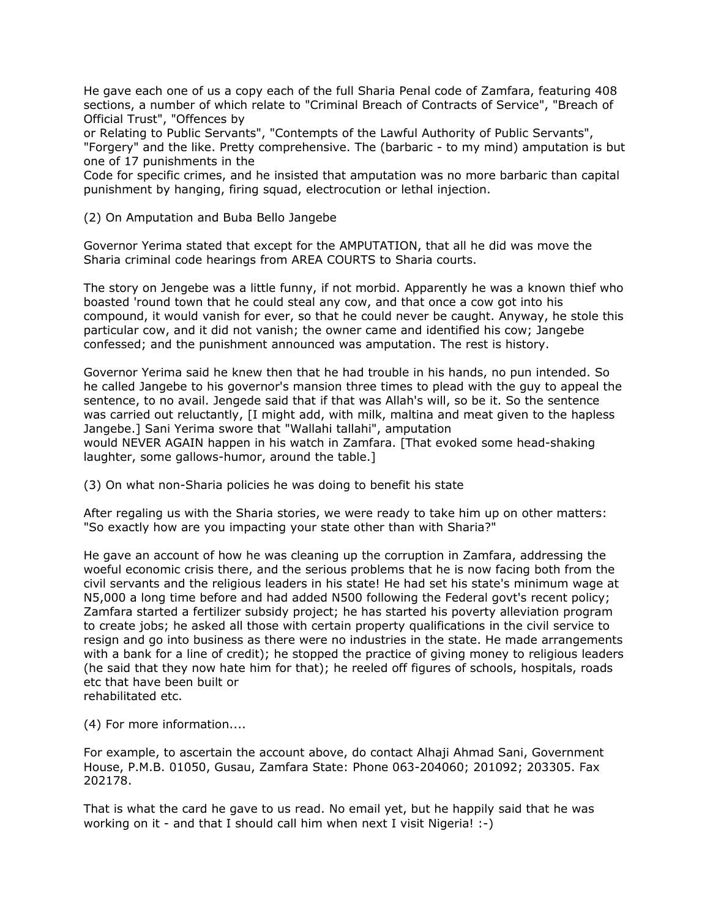He gave each one of us a copy each of the full Sharia Penal code of Zamfara, featuring 408 sections, a number of which relate to "Criminal Breach of Contracts of Service", "Breach of Official Trust", "Offences by or Relating to Public Servants", "Contempts of the Lawful Authority of Public Servants", "Forgery" and the like. Pretty comprehensive. The (barbaric - to my mind) amputation is but one of 17 punishments in the Code for specific crimes, and he insisted that amputation was no more barbaric than capital punishment by hanging, firing squad, electrocution or lethal injection.

(2) On Amputation and Buba Bello Jangebe

Governor Yerima stated that except for the AMPUTATION, that all he did was move the Sharia criminal code hearings from AREA COURTS to Sharia courts.

The story on Jengebe was a little funny, if not morbid. Apparently he was a known thief who boasted 'round town that he could steal any cow, and that once a cow got into his compound, it would vanish for ever, so that he could never be caught. Anyway, he stole this particular cow, and it did not vanish; the owner came and identified his cow; Jangebe confessed; and the punishment announced was amputation. The rest is history.

Governor Yerima said he knew then that he had trouble in his hands, no pun intended. So he called Jangebe to his governor's mansion three times to plead with the guy to appeal the sentence, to no avail. Jengede said that if that was Allah's will, so be it. So the sentence was carried out reluctantly, [I might add, with milk, maltina and meat given to the hapless Jangebe.] Sani Yerima swore that "Wallahi tallahi", amputation would NEVER AGAIN happen in his watch in Zamfara. [That evoked some head-shaking laughter, some gallows-humor, around the table.]

(3) On what non-Sharia policies he was doing to benefit his state

After regaling us with the Sharia stories, we were ready to take him up on other matters: "So exactly how are you impacting your state other than with Sharia?"

He gave an account of how he was cleaning up the corruption in Zamfara, addressing the woeful economic crisis there, and the serious problems that he is now facing both from the civil servants and the religious leaders in his state! He had set his state's minimum wage at N5,000 a long time before and had added N500 following the Federal govt's recent policy; Zamfara started a fertilizer subsidy project; he has started his poverty alleviation program to create jobs; he asked all those with certain property qualifications in the civil service to resign and go into business as there were no industries in the state. He made arrangements with a bank for a line of credit); he stopped the practice of giving money to religious leaders (he said that they now hate him for that); he reeled off figures of schools, hospitals, roads etc that have been built or rehabilitated etc.

(4) For more information....

For example, to ascertain the account above, do contact Alhaji Ahmad Sani, Government House, P.M.B. 01050, Gusau, Zamfara State: Phone 063-204060; 201092; 203305. Fax 202178.

That is what the card he gave to us read. No email yet, but he happily said that he was working on it - and that I should call him when next I visit Nigeria! :-)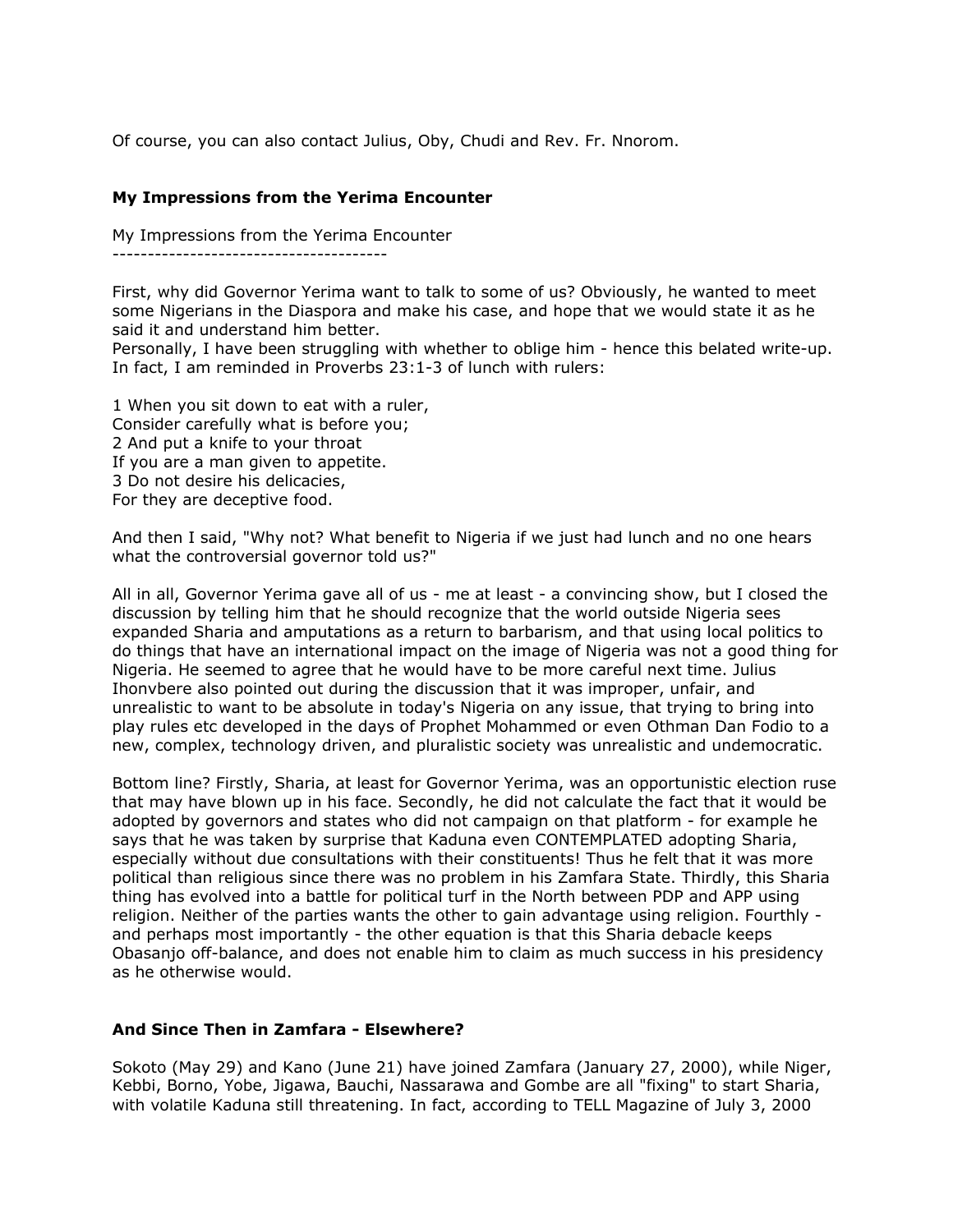Of course, you can also contact Julius, Oby, Chudi and Rev. Fr. Nnorom.

### My Impressions from the Yerima Encounter

My Impressions from the Yerima Encounter
---------------------------------------

First, why did Governor Yerima want to talk to some of us? Obviously, he wanted to meet some Nigerians in the Diaspora and make his case, and hope that we would state it as he said it and understand him better.
Personally, I have been struggling with whether to oblige him - hence this belated write-up. In fact, I am reminded in Proverbs 23:1-3 of lunch with rulers:

1 When you sit down to eat with a ruler,
Consider carefully what is before you;
2 And put a knife to your throat
If you are a man given to appetite.
3 Do not desire his delicacies,
For they are deceptive food.

And then I said, "Why not? What benefit to Nigeria if we just had lunch and no one hears what the controversial governor told us?"

All in all, Governor Yerima gave all of us - me at least - a convincing show, but I closed the discussion by telling him that he should recognize that the world outside Nigeria sees expanded Sharia and amputations as a return to barbarism, and that using local politics to do things that have an international impact on the image of Nigeria was not a good thing for Nigeria. He seemed to agree that he would have to be more careful next time. Julius Ihonvbere also pointed out during the discussion that it was improper, unfair, and unrealistic to want to be absolute in today's Nigeria on any issue, that trying to bring into play rules etc developed in the days of Prophet Mohammed or even Othman Dan Fodio to a new, complex, technology driven, and pluralistic society was unrealistic and undemocratic.

Bottom line? Firstly, Sharia, at least for Governor Yerima, was an opportunistic election ruse that may have blown up in his face. Secondly, he did not calculate the fact that it would be adopted by governors and states who did not campaign on that platform - for example he says that he was taken by surprise that Kaduna even CONTEMPLATED adopting Sharia, especially without due consultations with their constituents! Thus he felt that it was more political than religious since there was no problem in his Zamfara State. Thirdly, this Sharia thing has evolved into a battle for political turf in the North between PDP and APP using religion. Neither of the parties wants the other to gain advantage using religion. Fourthly - and perhaps most importantly - the other equation is that this Sharia debacle keeps Obasanjo off-balance, and does not enable him to claim as much success in his presidency as he otherwise would.

### And Since Then in Zamfara - Elsewhere?

Sokoto (May 29) and Kano (June 21) have joined Zamfara (January 27, 2000), while Niger, Kebbi, Borno, Yobe, Jigawa, Bauchi, Nassarawa and Gombe are all "fixing" to start Sharia, with volatile Kaduna still threatening. In fact, according to TELL Magazine of July 3, 2000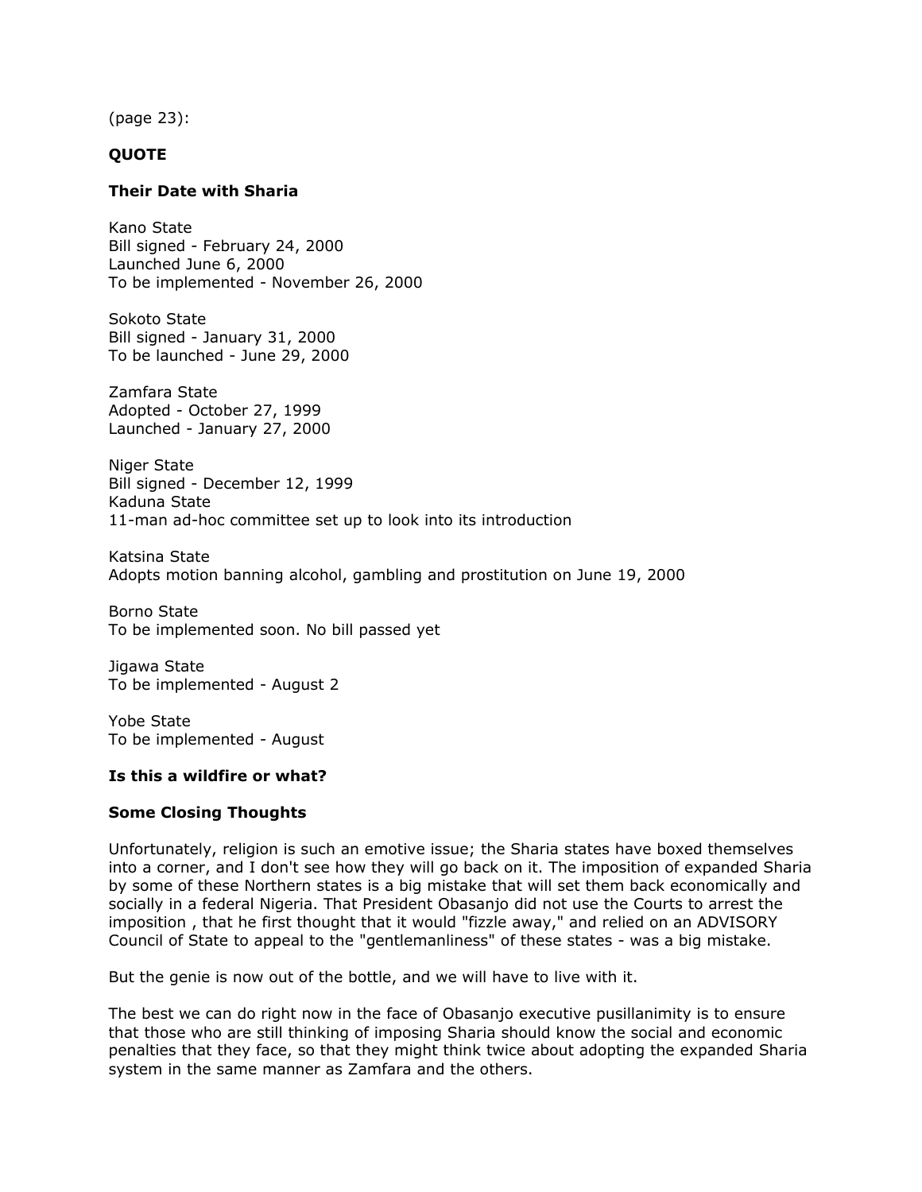(page 23):

**QUOTE**

**Their Date with Sharia**

Kano State
Bill signed - February 24, 2000
Launched June 6, 2000
To be implemented - November 26, 2000

Sokoto State
Bill signed - January 31, 2000
To be launched - June 29, 2000

Zamfara State
Adopted - October 27, 1999
Launched - January 27, 2000

Niger State
Bill signed - December 12, 1999
Kaduna State
11-man ad-hoc committee set up to look into its introduction

Katsina State
Adopts motion banning alcohol, gambling and prostitution on June 19, 2000

Borno State
To be implemented soon. No bill passed yet

Jigawa State
To be implemented - August 2

Yobe State
To be implemented - August

**Is this a wildfire or what?**

**Some Closing Thoughts**

Unfortunately, religion is such an emotive issue; the Sharia states have boxed themselves into a corner, and I don't see how they will go back on it. The imposition of expanded Sharia by some of these Northern states is a big mistake that will set them back economically and socially in a federal Nigeria. That President Obasanjo did not use the Courts to arrest the imposition , that he first thought that it would "fizzle away," and relied on an ADVISORY Council of State to appeal to the "gentlemanliness" of these states - was a big mistake.

But the genie is now out of the bottle, and we will have to live with it.

The best we can do right now in the face of Obasanjo executive pusillanimity is to ensure that those who are still thinking of imposing Sharia should know the social and economic penalties that they face, so that they might think twice about adopting the expanded Sharia system in the same manner as Zamfara and the others.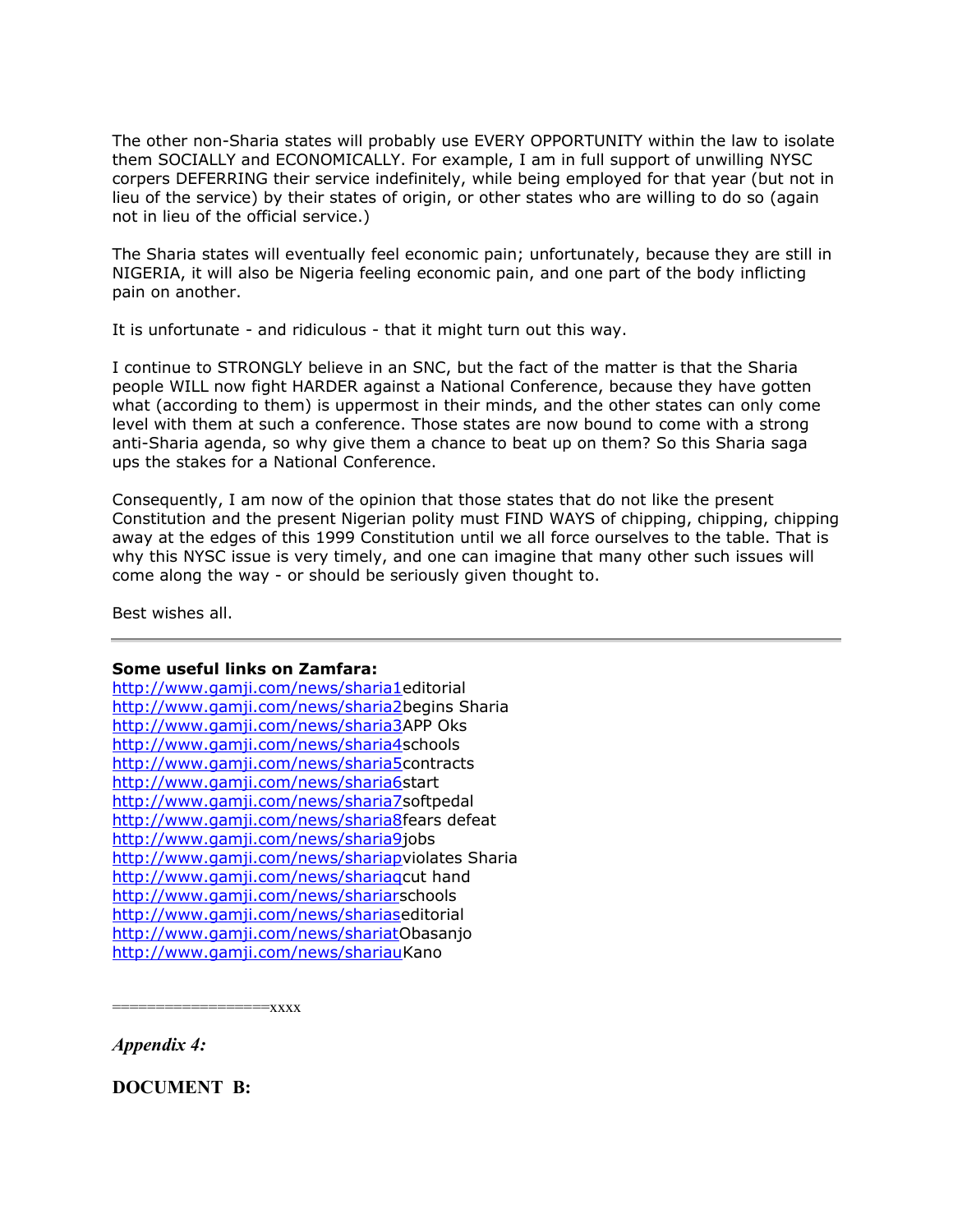The other non-Sharia states will probably use EVERY OPPORTUNITY within the law to isolate them SOCIALLY and ECONOMICALLY. For example, I am in full support of unwilling NYSC corpers DEFERRING their service indefinitely, while being employed for that year (but not in lieu of the service) by their states of origin, or other states who are willing to do so (again not in lieu of the official service.)

The Sharia states will eventually feel economic pain; unfortunately, because they are still in NIGERIA, it will also be Nigeria feeling economic pain, and one part of the body inflicting pain on another.

It is unfortunate - and ridiculous - that it might turn out this way.

I continue to STRONGLY believe in an SNC, but the fact of the matter is that the Sharia people WILL now fight HARDER against a National Conference, because they have gotten what (according to them) is uppermost in their minds, and the other states can only come level with them at such a conference. Those states are now bound to come with a strong anti-Sharia agenda, so why give them a chance to beat up on them? So this Sharia saga ups the stakes for a National Conference.

Consequently, I am now of the opinion that those states that do not like the present Constitution and the present Nigerian polity must FIND WAYS of chipping, chipping, chipping away at the edges of this 1999 Constitution until we all force ourselves to the table. That is why this NYSC issue is very timely, and one can imagine that many other such issues will come along the way - or should be seriously given thought to.

Best wishes all.

---

**Some useful links on Zamfara:**
http://www.gamji.com/news/sharia1editorial
http://www.gamji.com/news/sharia2begins Sharia
http://www.gamji.com/news/sharia3APP Oks
http://www.gamji.com/news/sharia4schools
http://www.gamji.com/news/sharia5contracts
http://www.gamji.com/news/sharia6start
http://www.gamji.com/news/sharia7softpedal
http://www.gamji.com/news/sharia8fears defeat
http://www.gamji.com/news/sharia9jobs
http://www.gamji.com/news/shariapviolates Sharia
http://www.gamji.com/news/shariaqcut hand
http://www.gamji.com/news/shariarschools
http://www.gamji.com/news/shariasedit orial
http://www.gamji.com/news/shariatObasanjo
http://www.gamji.com/news/shariauKano

==================xxxx

*Appendix 4:*

**DOCUMENT B:**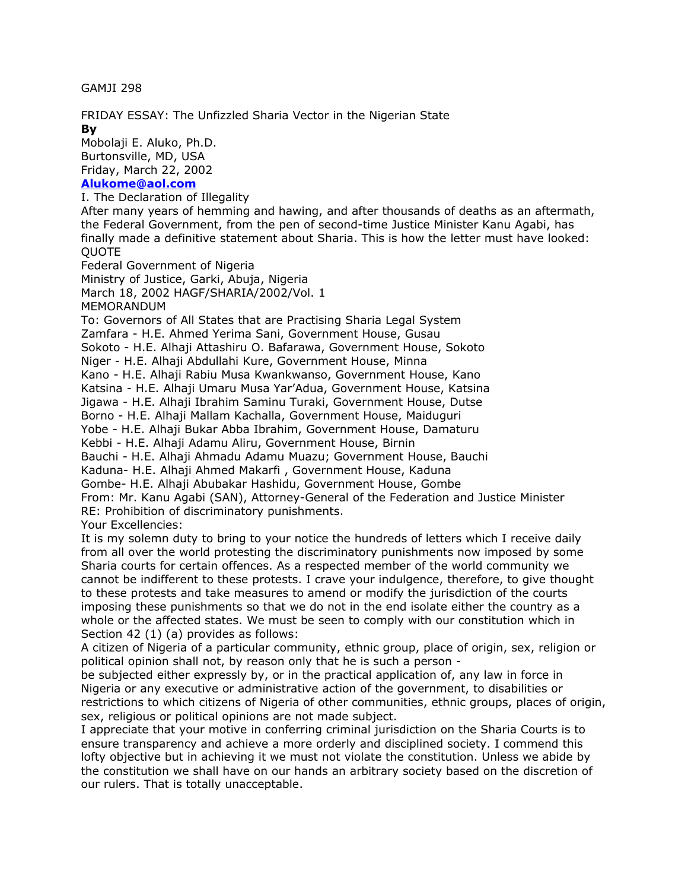GAMJI 298

FRIDAY ESSAY: The Unfizzled Sharia Vector in the Nigerian State

**By**

Mobolaji E. Aluko, Ph.D.
Burtonsville, MD, USA
Friday, March 22, 2002
**Alukome@aol.com**

I. The Declaration of Illegality

After many years of hemming and hawing, and after thousands of deaths as an aftermath, the Federal Government, from the pen of second-time Justice Minister Kanu Agabi, has finally made a definitive statement about Sharia. This is how the letter must have looked:

QUOTE

Federal Government of Nigeria
Ministry of Justice, Garki, Abuja, Nigeria
March 18, 2002 HAGF/SHARIA/2002/Vol. 1

MEMORANDUM

To: Governors of All States that are Practising Sharia Legal System
Zamfara - H.E. Ahmed Yerima Sani, Government House, Gusau
Sokoto - H.E. Alhaji Attashiru O. Bafarawa, Government House, Sokoto
Niger - H.E. Alhaji Abdullahi Kure, Government House, Minna
Kano - H.E. Alhaji Rabiu Musa Kwankwanso, Government House, Kano
Katsina - H.E. Alhaji Umaru Musa Yar'Adua, Government House, Katsina
Jigawa - H.E. Alhaji Ibrahim Saminu Turaki, Government House, Dutse
Borno - H.E. Alhaji Mallam Kachalla, Government House, Maiduguri
Yobe - H.E. Alhaji Bukar Abba Ibrahim, Government House, Damaturu
Kebbi - H.E. Alhaji Adamu Aliru, Government House, Birnin
Bauchi - H.E. Alhaji Ahmadu Adamu Muazu; Government House, Bauchi
Kaduna- H.E. Alhaji Ahmed Makarfi , Government House, Kaduna
Gombe- H.E. Alhaji Abubakar Hashidu, Government House, Gombe

From: Mr. Kanu Agabi (SAN), Attorney-General of the Federation and Justice Minister

RE: Prohibition of discriminatory punishments.

Your Excellencies:

It is my solemn duty to bring to your notice the hundreds of letters which I receive daily from all over the world protesting the discriminatory punishments now imposed by some Sharia courts for certain offences. As a respected member of the world community we cannot be indifferent to these protests. I crave your indulgence, therefore, to give thought to these protests and take measures to amend or modify the jurisdiction of the courts imposing these punishments so that we do not in the end isolate either the country as a whole or the affected states. We must be seen to comply with our constitution which in Section 42 (1) (a) provides as follows:

A citizen of Nigeria of a particular community, ethnic group, place of origin, sex, religion or political opinion shall not, by reason only that he is such a person -

be subjected either expressly by, or in the practical application of, any law in force in Nigeria or any executive or administrative action of the government, to disabilities or restrictions to which citizens of Nigeria of other communities, ethnic groups, places of origin, sex, religious or political opinions are not made subject.

I appreciate that your motive in conferring criminal jurisdiction on the Sharia Courts is to ensure transparency and achieve a more orderly and disciplined society. I commend this lofty objective but in achieving it we must not violate the constitution. Unless we abide by the constitution we shall have on our hands an arbitrary society based on the discretion of our rulers. That is totally unacceptable.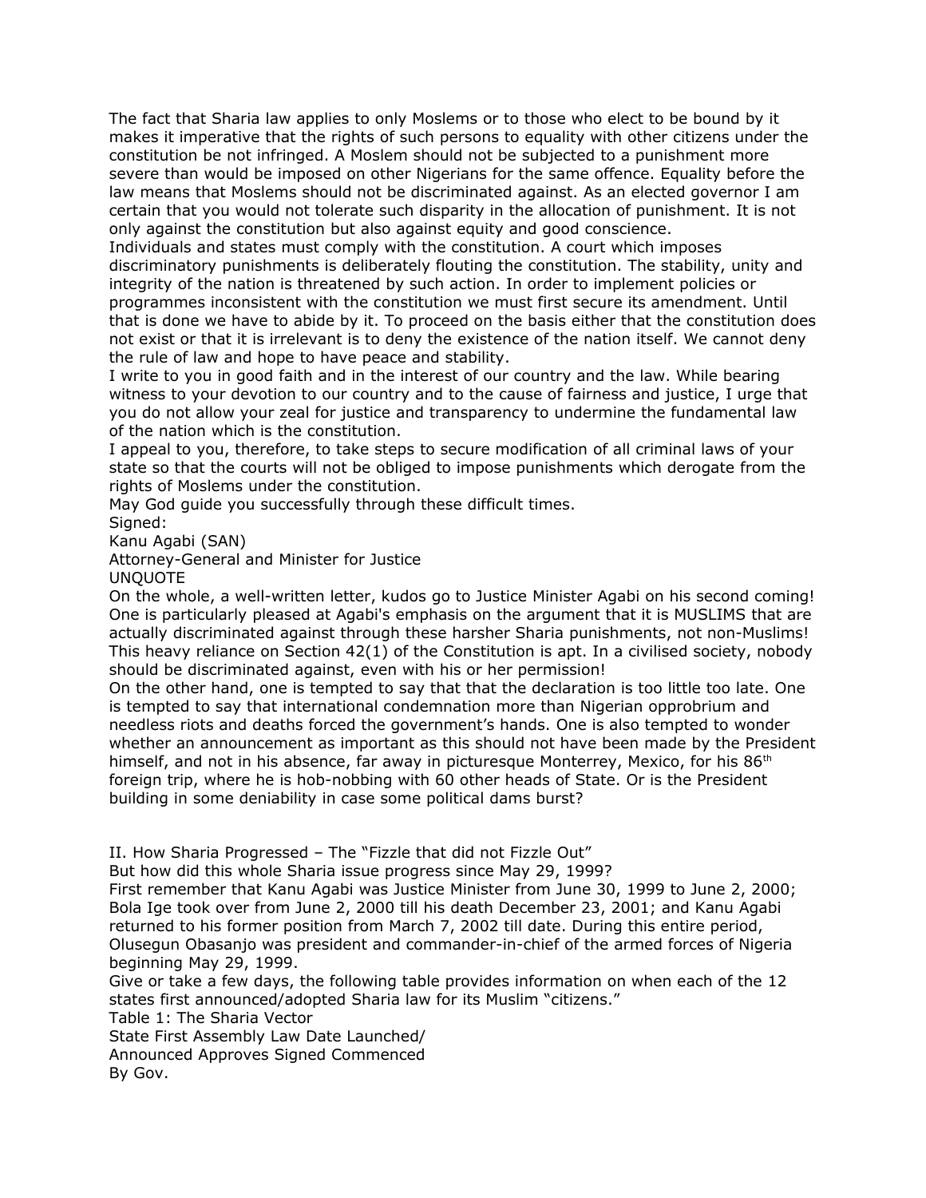The fact that Sharia law applies to only Moslems or to those who elect to be bound by it makes it imperative that the rights of such persons to equality with other citizens under the constitution be not infringed. A Moslem should not be subjected to a punishment more severe than would be imposed on other Nigerians for the same offence. Equality before the law means that Moslems should not be discriminated against. As an elected governor I am certain that you would not tolerate such disparity in the allocation of punishment. It is not only against the constitution but also against equity and good conscience.

Individuals and states must comply with the constitution. A court which imposes discriminatory punishments is deliberately flouting the constitution. The stability, unity and integrity of the nation is threatened by such action. In order to implement policies or programmes inconsistent with the constitution we must first secure its amendment. Until that is done we have to abide by it. To proceed on the basis either that the constitution does not exist or that it is irrelevant is to deny the existence of the nation itself. We cannot deny the rule of law and hope to have peace and stability.

I write to you in good faith and in the interest of our country and the law. While bearing witness to your devotion to our country and to the cause of fairness and justice, I urge that you do not allow your zeal for justice and transparency to undermine the fundamental law of the nation which is the constitution.

I appeal to you, therefore, to take steps to secure modification of all criminal laws of your state so that the courts will not be obliged to impose punishments which derogate from the rights of Moslems under the constitution.

May God guide you successfully through these difficult times.

Signed:

Kanu Agabi (SAN)

Attorney-General and Minister for Justice

UNQUOTE

On the whole, a well-written letter, kudos go to Justice Minister Agabi on his second coming! One is particularly pleased at Agabi's emphasis on the argument that it is MUSLIMS that are actually discriminated against through these harsher Sharia punishments, not non-Muslims! This heavy reliance on Section 42(1) of the Constitution is apt. In a civilised society, nobody should be discriminated against, even with his or her permission!

On the other hand, one is tempted to say that that the declaration is too little too late. One is tempted to say that international condemnation more than Nigerian opprobrium and needless riots and deaths forced the government's hands. One is also tempted to wonder whether an announcement as important as this should not have been made by the President himself, and not in his absence, far away in picturesque Monterrey, Mexico, for his 86th foreign trip, where he is hob-nobbing with 60 other heads of State. Or is the President building in some deniability in case some political dams burst?

## II. How Sharia Progressed – The "Fizzle that did not Fizzle Out"

But how did this whole Sharia issue progress since May 29, 1999?

First remember that Kanu Agabi was Justice Minister from June 30, 1999 to June 2, 2000; Bola Ige took over from June 2, 2000 till his death December 23, 2001; and Kanu Agabi returned to his former position from March 7, 2002 till date. During this entire period, Olusegun Obasanjo was president and commander-in-chief of the armed forces of Nigeria beginning May 29, 1999.

Give or take a few days, the following table provides information on when each of the 12 states first announced/adopted Sharia law for its Muslim "citizens."

Table 1: The Sharia Vector

| State | First Announced | Assembly Approves | Law Signed By Gov. | Date Launched/ Commenced |
|---|---|---|---|---|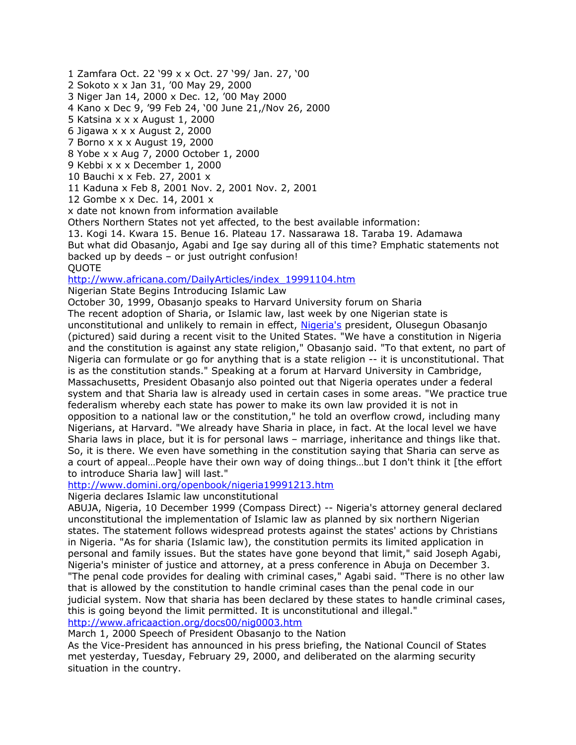1 Zamfara Oct. 22 '99 x x Oct. 27 '99/ Jan. 27, '00
2 Sokoto x x Jan 31, '00 May 29, 2000
3 Niger Jan 14, 2000 x Dec. 12, '00 May 2000
4 Kano x Dec 9, '99 Feb 24, '00 June 21,/Nov 26, 2000
5 Katsina x x x August 1, 2000
6 Jigawa x x x August 2, 2000
7 Borno x x x August 19, 2000
8 Yobe x x Aug 7, 2000 October 1, 2000
9 Kebbi x x x December 1, 2000
10 Bauchi x x Feb. 27, 2001 x
11 Kaduna x Feb 8, 2001 Nov. 2, 2001 Nov. 2, 2001
12 Gombe x x Dec. 14, 2001 x
x date not known from information available
Others Northern States not yet affected, to the best available information:
13. Kogi 14. Kwara 15. Benue 16. Plateau 17. Nassarawa 18. Taraba 19. Adamawa
But what did Obasanjo, Agabi and Ige say during all of this time? Emphatic statements not backed up by deeds – or just outright confusion!
QUOTE
http://www.africana.com/DailyArticles/index_19991104.htm
Nigerian State Begins Introducing Islamic Law
October 30, 1999, Obasanjo speaks to Harvard University forum on Sharia
The recent adoption of Sharia, or Islamic law, last week by one Nigerian state is unconstitutional and unlikely to remain in effect, Nigeria's president, Olusegun Obasanjo (pictured) said during a recent visit to the United States. "We have a constitution in Nigeria and the constitution is against any state religion," Obasanjo said. "To that extent, no part of Nigeria can formulate or go for anything that is a state religion -- it is unconstitutional. That is as the constitution stands." Speaking at a forum at Harvard University in Cambridge, Massachusetts, President Obasanjo also pointed out that Nigeria operates under a federal system and that Sharia law is already used in certain cases in some areas. "We practice true federalism whereby each state has power to make its own law provided it is not in opposition to a national law or the constitution," he told an overflow crowd, including many Nigerians, at Harvard. "We already have Sharia in place, in fact. At the local level we have Sharia laws in place, but it is for personal laws – marriage, inheritance and things like that. So, it is there. We even have something in the constitution saying that Sharia can serve as a court of appeal…People have their own way of doing things…but I don't think it [the effort to introduce Sharia law] will last."
http://www.domini.org/openbook/nigeria19991213.htm
Nigeria declares Islamic law unconstitutional
ABUJA, Nigeria, 10 December 1999 (Compass Direct) -- Nigeria's attorney general declared unconstitutional the implementation of Islamic law as planned by six northern Nigerian states. The statement follows widespread protests against the states' actions by Christians in Nigeria. "As for sharia (Islamic law), the constitution permits its limited application in personal and family issues. But the states have gone beyond that limit," said Joseph Agabi, Nigeria's minister of justice and attorney, at a press conference in Abuja on December 3. "The penal code provides for dealing with criminal cases," Agabi said. "There is no other law that is allowed by the constitution to handle criminal cases than the penal code in our judicial system. Now that sharia has been declared by these states to handle criminal cases, this is going beyond the limit permitted. It is unconstitutional and illegal."
http://www.africaaction.org/docs00/nig0003.htm
March 1, 2000 Speech of President Obasanjo to the Nation
As the Vice-President has announced in his press briefing, the National Council of States met yesterday, Tuesday, February 29, 2000, and deliberated on the alarming security situation in the country.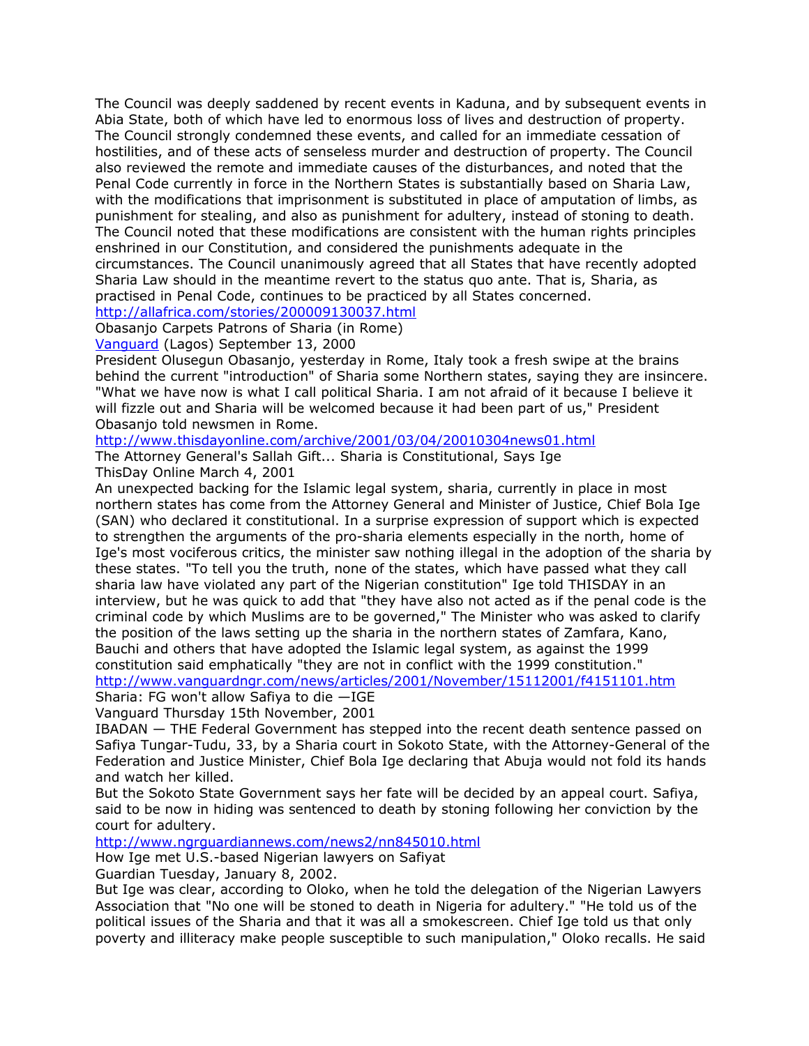The Council was deeply saddened by recent events in Kaduna, and by subsequent events in Abia State, both of which have led to enormous loss of lives and destruction of property. The Council strongly condemned these events, and called for an immediate cessation of hostilities, and of these acts of senseless murder and destruction of property. The Council also reviewed the remote and immediate causes of the disturbances, and noted that the Penal Code currently in force in the Northern States is substantially based on Sharia Law, with the modifications that imprisonment is substituted in place of amputation of limbs, as punishment for stealing, and also as punishment for adultery, instead of stoning to death. The Council noted that these modifications are consistent with the human rights principles enshrined in our Constitution, and considered the punishments adequate in the circumstances. The Council unanimously agreed that all States that have recently adopted Sharia Law should in the meantime revert to the status quo ante. That is, Sharia, as practised in Penal Code, continues to be practiced by all States concerned.

http://allafrica.com/stories/200009130037.html

Obasanjo Carpets Patrons of Sharia (in Rome)

Vanguard (Lagos) September 13, 2000

President Olusegun Obasanjo, yesterday in Rome, Italy took a fresh swipe at the brains behind the current "introduction" of Sharia some Northern states, saying they are insincere. "What we have now is what I call political Sharia. I am not afraid of it because I believe it will fizzle out and Sharia will be welcomed because it had been part of us," President Obasanjo told newsmen in Rome.

http://www.thisdayonline.com/archive/2001/03/04/20010304news01.html

The Attorney General's Sallah Gift... Sharia is Constitutional, Says Ige

ThisDay Online March 4, 2001

An unexpected backing for the Islamic legal system, sharia, currently in place in most northern states has come from the Attorney General and Minister of Justice, Chief Bola Ige (SAN) who declared it constitutional. In a surprise expression of support which is expected to strengthen the arguments of the pro-sharia elements especially in the north, home of Ige's most vociferous critics, the minister saw nothing illegal in the adoption of the sharia by these states. "To tell you the truth, none of the states, which have passed what they call sharia law have violated any part of the Nigerian constitution" Ige told THISDAY in an interview, but he was quick to add that "they have also not acted as if the penal code is the criminal code by which Muslims are to be governed," The Minister who was asked to clarify the position of the laws setting up the sharia in the northern states of Zamfara, Kano, Bauchi and others that have adopted the Islamic legal system, as against the 1999 constitution said emphatically "they are not in conflict with the 1999 constitution."

http://www.vanguardngr.com/news/articles/2001/November/15112001/f4151101.htm

Sharia: FG won't allow Safiya to die —IGE

Vanguard Thursday 15th November, 2001

IBADAN — THE Federal Government has stepped into the recent death sentence passed on Safiya Tungar-Tudu, 33, by a Sharia court in Sokoto State, with the Attorney-General of the Federation and Justice Minister, Chief Bola Ige declaring that Abuja would not fold its hands and watch her killed.

But the Sokoto State Government says her fate will be decided by an appeal court. Safiya, said to be now in hiding was sentenced to death by stoning following her conviction by the court for adultery.

http://www.ngrguardiannews.com/news2/nn845010.html

How Ige met U.S.-based Nigerian lawyers on Safiyat

Guardian Tuesday, January 8, 2002.

But Ige was clear, according to Oloko, when he told the delegation of the Nigerian Lawyers Association that "No one will be stoned to death in Nigeria for adultery." "He told us of the political issues of the Sharia and that it was all a smokescreen. Chief Ige told us that only poverty and illiteracy make people susceptible to such manipulation," Oloko recalls. He said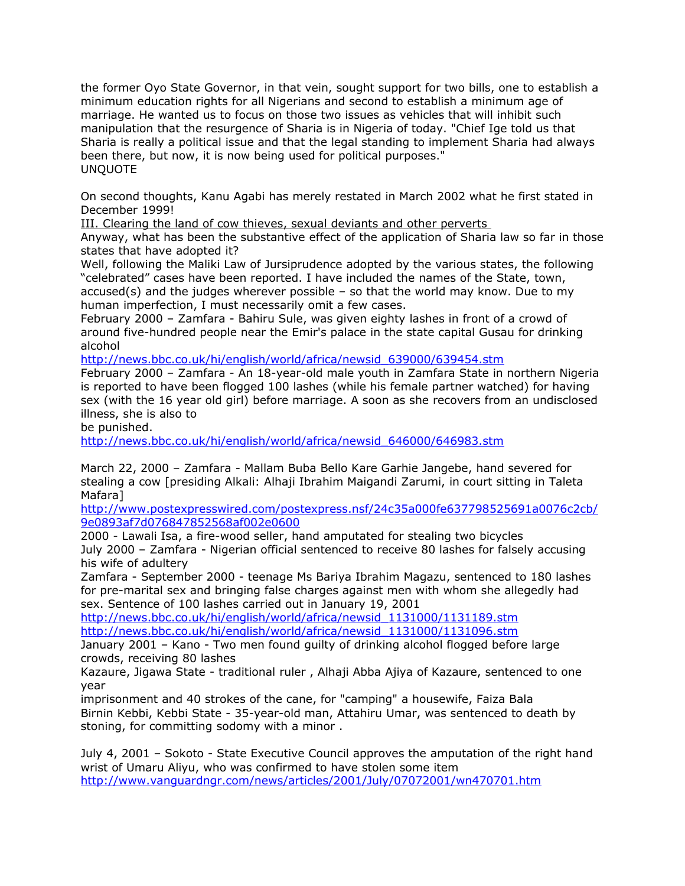the former Oyo State Governor, in that vein, sought support for two bills, one to establish a minimum education rights for all Nigerians and second to establish a minimum age of marriage. He wanted us to focus on those two issues as vehicles that will inhibit such manipulation that the resurgence of Sharia is in Nigeria of today. "Chief Ige told us that Sharia is really a political issue and that the legal standing to implement Sharia had always been there, but now, it is now being used for political purposes."
UNQUOTE

On second thoughts, Kanu Agabi has merely restated in March 2002 what he first stated in December 1999!

III. Clearing the land of cow thieves, sexual deviants and other perverts

Anyway, what has been the substantive effect of the application of Sharia law so far in those states that have adopted it?

Well, following the Maliki Law of Jursiprudence adopted by the various states, the following "celebrated" cases have been reported. I have included the names of the State, town, accused(s) and the judges wherever possible – so that the world may know. Due to my human imperfection, I must necessarily omit a few cases.

February 2000 – Zamfara - Bahiru Sule, was given eighty lashes in front of a crowd of around five-hundred people near the Emir's palace in the state capital Gusau for drinking alcohol
http://news.bbc.co.uk/hi/english/world/africa/newsid_639000/639454.stm

February 2000 – Zamfara - An 18-year-old male youth in Zamfara State in northern Nigeria is reported to have been flogged 100 lashes (while his female partner watched) for having sex (with the 16 year old girl) before marriage. A soon as she recovers from an undisclosed illness, she is also to be punished.
http://news.bbc.co.uk/hi/english/world/africa/newsid_646000/646983.stm

March 22, 2000 – Zamfara - Mallam Buba Bello Kare Garhie Jangebe, hand severed for stealing a cow [presiding Alkali: Alhaji Ibrahim Maigandi Zarumi, in court sitting in Taleta Mafara]
http://www.postexpresswired.com/postexpress.nsf/24c35a000fe637798525691a0076c2cb/9e0893af7d076847852568af002e0600

2000 - Lawali Isa, a fire-wood seller, hand amputated for stealing two bicycles

July 2000 – Zamfara - Nigerian official sentenced to receive 80 lashes for falsely accusing his wife of adultery

Zamfara - September 2000 - teenage Ms Bariya Ibrahim Magazu, sentenced to 180 lashes for pre-marital sex and bringing false charges against men with whom she allegedly had sex. Sentence of 100 lashes carried out in January 19, 2001
http://news.bbc.co.uk/hi/english/world/africa/newsid_1131000/1131189.stm
http://news.bbc.co.uk/hi/english/world/africa/newsid_1131000/1131096.stm

January 2001 – Kano - Two men found guilty of drinking alcohol flogged before large crowds, receiving 80 lashes

Kazaure, Jigawa State - traditional ruler , Alhaji Abba Ajiya of Kazaure, sentenced to one year imprisonment and 40 strokes of the cane, for "camping" a housewife, Faiza Bala

Birnin Kebbi, Kebbi State - 35-year-old man, Attahiru Umar, was sentenced to death by stoning, for committing sodomy with a minor .

July 4, 2001 – Sokoto - State Executive Council approves the amputation of the right hand wrist of Umaru Aliyu, who was confirmed to have stolen some item
http://www.vanguardngr.com/news/articles/2001/July/07072001/wn470701.htm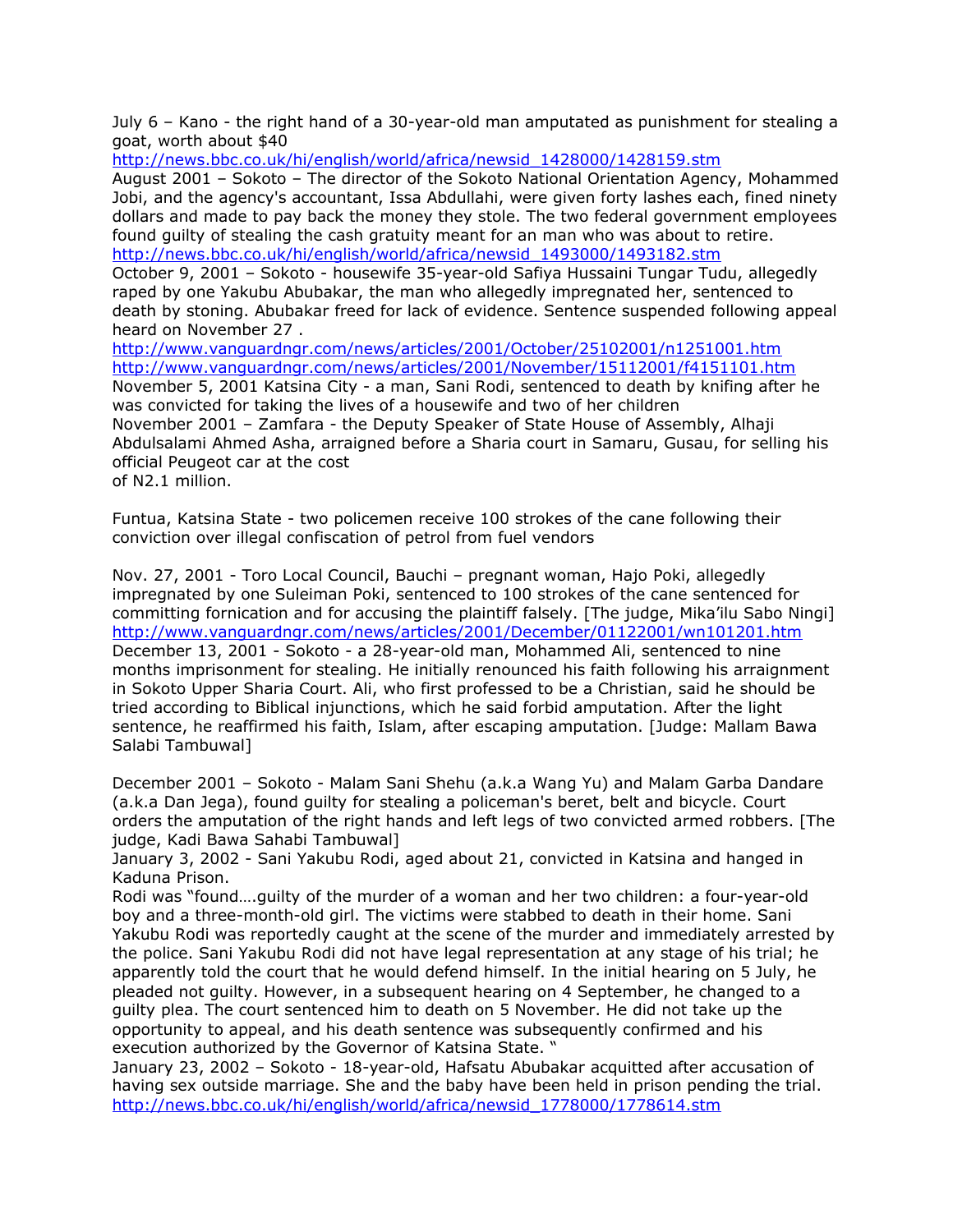July 6 – Kano - the right hand of a 30-year-old man amputated as punishment for stealing a goat, worth about $40
http://news.bbc.co.uk/hi/english/world/africa/newsid_1428000/1428159.stm
August 2001 – Sokoto – The director of the Sokoto National Orientation Agency, Mohammed Jobi, and the agency's accountant, Issa Abdullahi, were given forty lashes each, fined ninety dollars and made to pay back the money they stole. The two federal government employees found guilty of stealing the cash gratuity meant for an man who was about to retire.
http://news.bbc.co.uk/hi/english/world/africa/newsid_1493000/1493182.stm
October 9, 2001 – Sokoto - housewife 35-year-old Safiya Hussaini Tungar Tudu, allegedly raped by one Yakubu Abubakar, the man who allegedly impregnated her, sentenced to death by stoning. Abubakar freed for lack of evidence. Sentence suspended following appeal heard on November 27 .
http://www.vanguardngr.com/news/articles/2001/October/25102001/n1251001.htm
http://www.vanguardngr.com/news/articles/2001/November/15112001/f4151101.htm
November 5, 2001 Katsina City - a man, Sani Rodi, sentenced to death by knifing after he was convicted for taking the lives of a housewife and two of her children
November 2001 – Zamfara - the Deputy Speaker of State House of Assembly, Alhaji Abdulsalami Ahmed Asha, arraigned before a Sharia court in Samaru, Gusau, for selling his official Peugeot car at the cost
of N2.1 million.

Funtua, Katsina State - two policemen receive 100 strokes of the cane following their conviction over illegal confiscation of petrol from fuel vendors

Nov. 27, 2001 - Toro Local Council, Bauchi – pregnant woman, Hajo Poki, allegedly impregnated by one Suleiman Poki, sentenced to 100 strokes of the cane sentenced for committing fornication and for accusing the plaintiff falsely. [The judge, Mika'ilu Sabo Ningi]
http://www.vanguardngr.com/news/articles/2001/December/01122001/wn101201.htm
December 13, 2001 - Sokoto - a 28-year-old man, Mohammed Ali, sentenced to nine months imprisonment for stealing. He initially renounced his faith following his arraignment in Sokoto Upper Sharia Court. Ali, who first professed to be a Christian, said he should be tried according to Biblical injunctions, which he said forbid amputation. After the light sentence, he reaffirmed his faith, Islam, after escaping amputation. [Judge: Mallam Bawa Salabi Tambuwal]

December 2001 – Sokoto - Malam Sani Shehu (a.k.a Wang Yu) and Malam Garba Dandare (a.k.a Dan Jega), found guilty for stealing a policeman's beret, belt and bicycle. Court orders the amputation of the right hands and left legs of two convicted armed robbers. [The judge, Kadi Bawa Sahabi Tambuwal]
January 3, 2002 - Sani Yakubu Rodi, aged about 21, convicted in Katsina and hanged in Kaduna Prison.
Rodi was "found….guilty of the murder of a woman and her two children: a four-year-old boy and a three-month-old girl. The victims were stabbed to death in their home. Sani Yakubu Rodi was reportedly caught at the scene of the murder and immediately arrested by the police. Sani Yakubu Rodi did not have legal representation at any stage of his trial; he apparently told the court that he would defend himself. In the initial hearing on 5 July, he pleaded not guilty. However, in a subsequent hearing on 4 September, he changed to a guilty plea. The court sentenced him to death on 5 November. He did not take up the opportunity to appeal, and his death sentence was subsequently confirmed and his execution authorized by the Governor of Katsina State. "
January 23, 2002 – Sokoto - 18-year-old, Hafsatu Abubakar acquitted after accusation of having sex outside marriage. She and the baby have been held in prison pending the trial.
http://news.bbc.co.uk/hi/english/world/africa/newsid_1778000/1778614.stm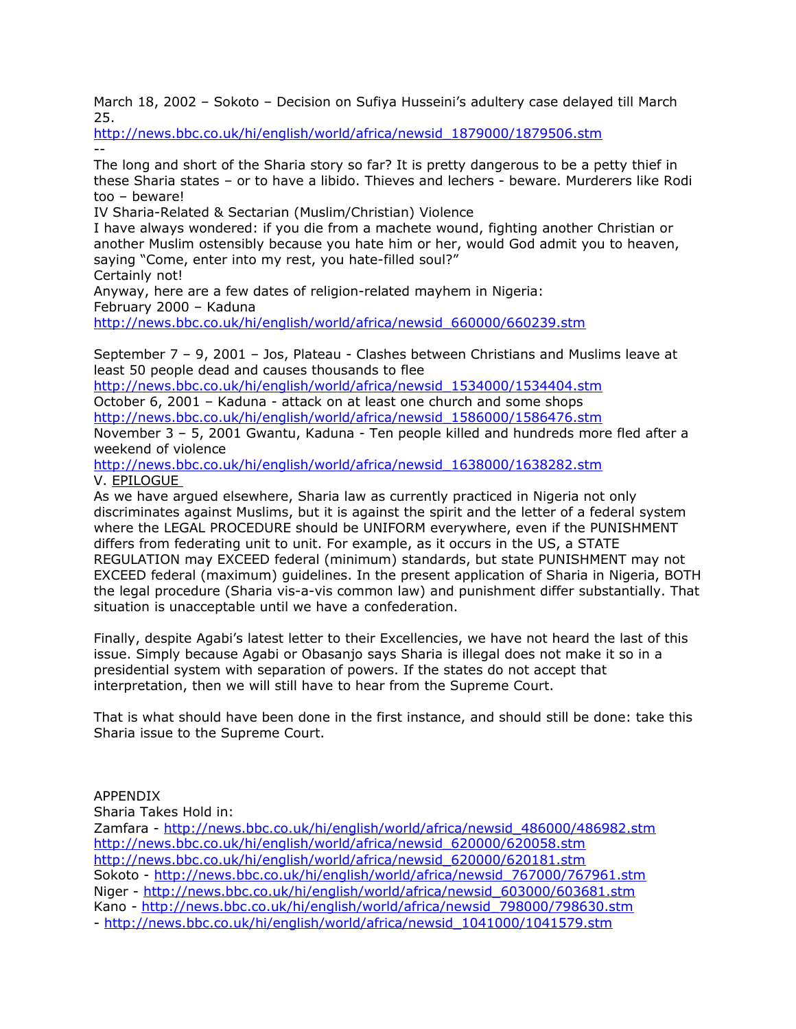March 18, 2002 – Sokoto – Decision on Sufiya Husseini's adultery case delayed till March 25.
http://news.bbc.co.uk/hi/english/world/africa/newsid_1879000/1879506.stm
--
The long and short of the Sharia story so far? It is pretty dangerous to be a petty thief in these Sharia states – or to have a libido. Thieves and lechers - beware. Murderers like Rodi too – beware!

## IV Sharia-Related & Sectarian (Muslim/Christian) Violence

I have always wondered: if you die from a machete wound, fighting another Christian or another Muslim ostensibly because you hate him or her, would God admit you to heaven, saying "Come, enter into my rest, you hate-filled soul?"
Certainly not!
Anyway, here are a few dates of religion-related mayhem in Nigeria:
February 2000 – Kaduna
http://news.bbc.co.uk/hi/english/world/africa/newsid_660000/660239.stm

September 7 – 9, 2001 – Jos, Plateau - Clashes between Christians and Muslims leave at least 50 people dead and causes thousands to flee
http://news.bbc.co.uk/hi/english/world/africa/newsid_1534000/1534404.stm
October 6, 2001 – Kaduna - attack on at least one church and some shops
http://news.bbc.co.uk/hi/english/world/africa/newsid_1586000/1586476.stm
November 3 – 5, 2001 Gwantu, Kaduna - Ten people killed and hundreds more fled after a weekend of violence
http://news.bbc.co.uk/hi/english/world/africa/newsid_1638000/1638282.stm

## V. EPILOGUE

As we have argued elsewhere, Sharia law as currently practiced in Nigeria not only discriminates against Muslims, but it is against the spirit and the letter of a federal system where the LEGAL PROCEDURE should be UNIFORM everywhere, even if the PUNISHMENT differs from federating unit to unit. For example, as it occurs in the US, a STATE REGULATION may EXCEED federal (minimum) standards, but state PUNISHMENT may not EXCEED federal (maximum) guidelines. In the present application of Sharia in Nigeria, BOTH the legal procedure (Sharia vis-a-vis common law) and punishment differ substantially. That situation is unacceptable until we have a confederation.

Finally, despite Agabi's latest letter to their Excellencies, we have not heard the last of this issue. Simply because Agabi or Obasanjo says Sharia is illegal does not make it so in a presidential system with separation of powers. If the states do not accept that interpretation, then we will still have to hear from the Supreme Court.

That is what should have been done in the first instance, and should still be done: take this Sharia issue to the Supreme Court.

## APPENDIX

Sharia Takes Hold in:
Zamfara - http://news.bbc.co.uk/hi/english/world/africa/newsid_486000/486982.stm
http://news.bbc.co.uk/hi/english/world/africa/newsid_620000/620058.stm
http://news.bbc.co.uk/hi/english/world/africa/newsid_620000/620181.stm
Sokoto - http://news.bbc.co.uk/hi/english/world/africa/newsid_767000/767961.stm
Niger - http://news.bbc.co.uk/hi/english/world/africa/newsid_603000/603681.stm
Kano - http://news.bbc.co.uk/hi/english/world/africa/newsid_798000/798630.stm
- http://news.bbc.co.uk/hi/english/world/africa/newsid_1041000/1041579.stm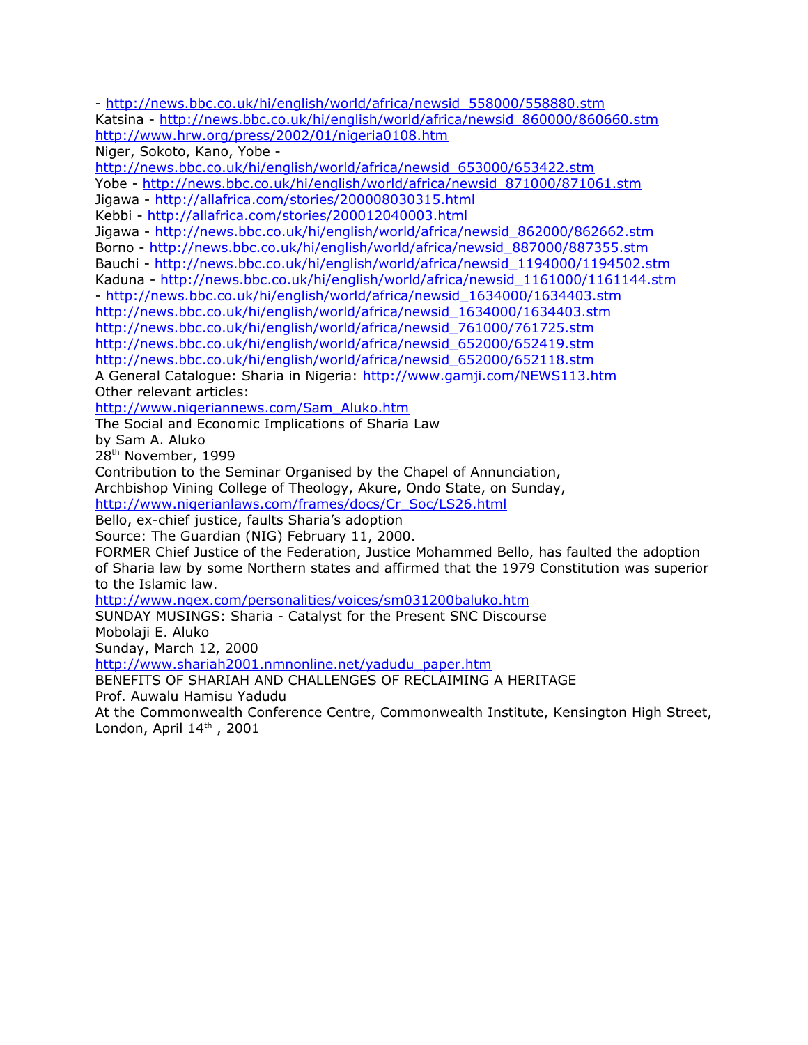- http://news.bbc.co.uk/hi/english/world/africa/newsid_558000/558880.stm
Katsina - http://news.bbc.co.uk/hi/english/world/africa/newsid_860000/860660.stm
http://www.hrw.org/press/2002/01/nigeria0108.htm
Niger, Sokoto, Kano, Yobe -
http://news.bbc.co.uk/hi/english/world/africa/newsid_653000/653422.stm
Yobe - http://news.bbc.co.uk/hi/english/world/africa/newsid_871000/871061.stm
Jigawa - http://allafrica.com/stories/200008030315.html
Kebbi - http://allafrica.com/stories/200012040003.html
Jigawa - http://news.bbc.co.uk/hi/english/world/africa/newsid_862000/862662.stm
Borno - http://news.bbc.co.uk/hi/english/world/africa/newsid_887000/887355.stm
Bauchi - http://news.bbc.co.uk/hi/english/world/africa/newsid_1194000/1194502.stm
Kaduna - http://news.bbc.co.uk/hi/english/world/africa/newsid_1161000/1161144.stm
- http://news.bbc.co.uk/hi/english/world/africa/newsid_1634000/1634403.stm
http://news.bbc.co.uk/hi/english/world/africa/newsid_1634000/1634403.stm
http://news.bbc.co.uk/hi/english/world/africa/newsid_761000/761725.stm
http://news.bbc.co.uk/hi/english/world/africa/newsid_652000/652419.stm
http://news.bbc.co.uk/hi/english/world/africa/newsid_652000/652118.stm
A General Catalogue: Sharia in Nigeria: http://www.gamji.com/NEWS113.htm
Other relevant articles:
http://www.nigeriannews.com/Sam_Aluko.htm
The Social and Economic Implications of Sharia Law
by Sam A. Aluko
28th November, 1999
Contribution to the Seminar Organised by the Chapel of Annunciation,
Archbishop Vining College of Theology, Akure, Ondo State, on Sunday,
http://www.nigerianlaws.com/frames/docs/Cr_Soc/LS26.html
Bello, ex-chief justice, faults Sharia's adoption
Source: The Guardian (NIG) February 11, 2000.
FORMER Chief Justice of the Federation, Justice Mohammed Bello, has faulted the adoption of Sharia law by some Northern states and affirmed that the 1979 Constitution was superior to the Islamic law.
http://www.ngex.com/personalities/voices/sm031200baluko.htm
SUNDAY MUSINGS: Sharia - Catalyst for the Present SNC Discourse
Mobolaji E. Aluko
Sunday, March 12, 2000
http://www.shariah2001.nmnonline.net/yadudu_paper.htm
BENEFITS OF SHARIAH AND CHALLENGES OF RECLAIMING A HERITAGE
Prof. Auwalu Hamisu Yadudu
At the Commonwealth Conference Centre, Commonwealth Institute, Kensington High Street, London, April 14th , 2001